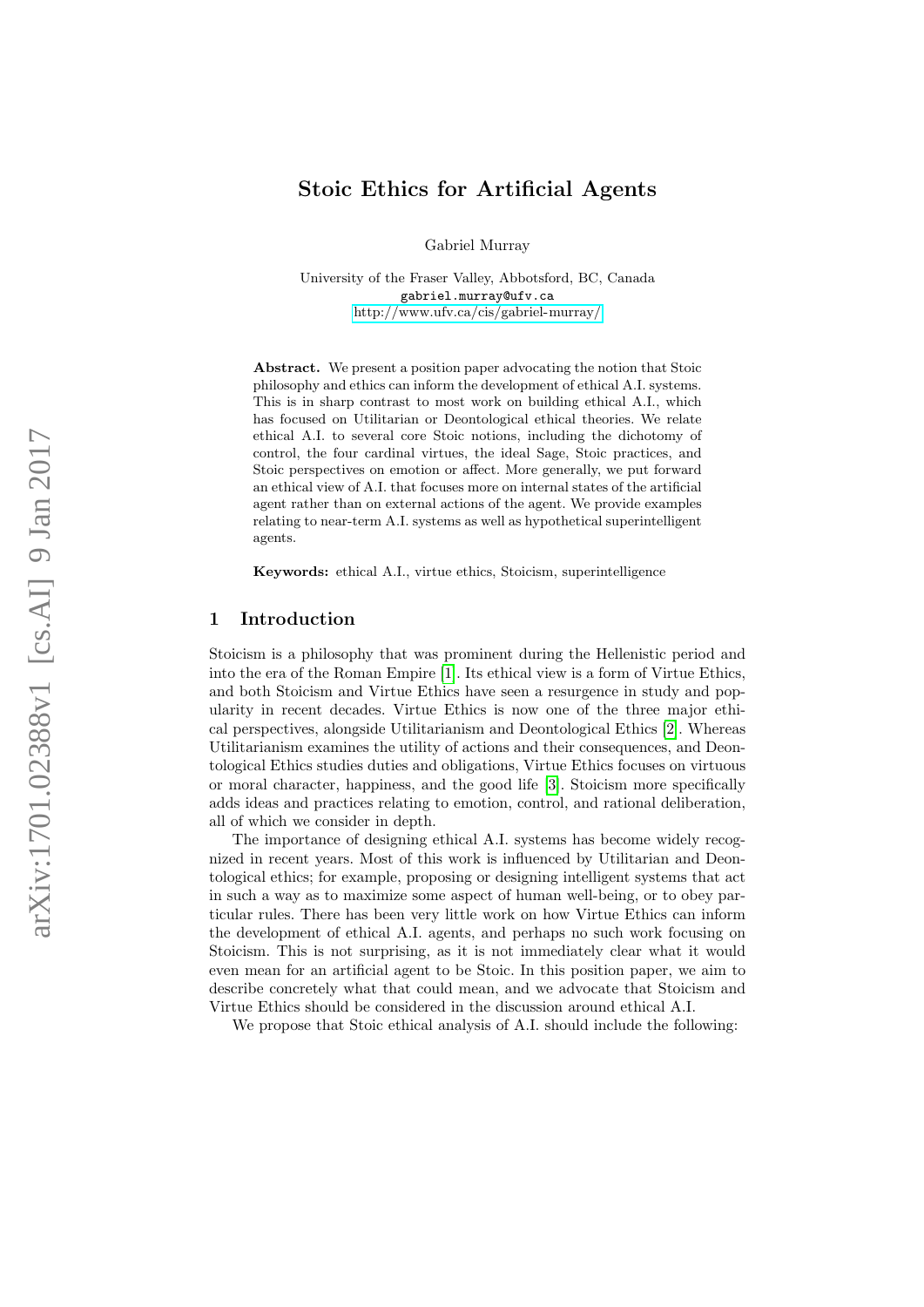# Stoic Ethics for Artificial Agents

Gabriel Murray

University of the Fraser Valley, Abbotsford, BC, Canada
gabriel.murray@ufv.ca
http://www.ufv.ca/cis/gabriel-murray/

**Abstract.** We present a position paper advocating the notion that Stoic philosophy and ethics can inform the development of ethical A.I. systems. This is in sharp contrast to most work on building ethical A.I., which has focused on Utilitarian or Deontological ethical theories. We relate ethical A.I. to several core Stoic notions, including the dichotomy of control, the four cardinal virtues, the ideal Sage, Stoic practices, and Stoic perspectives on emotion or affect. More generally, we put forward an ethical view of A.I. that focuses more on internal states of the artificial agent rather than on external actions of the agent. We provide examples relating to near-term A.I. systems as well as hypothetical superintelligent agents.

**Keywords:** ethical A.I., virtue ethics, Stoicism, superintelligence

## 1 Introduction

Stoicism is a philosophy that was prominent during the Hellenistic period and into the era of the Roman Empire [1]. Its ethical view is a form of Virtue Ethics, and both Stoicism and Virtue Ethics have seen a resurgence in study and popularity in recent decades. Virtue Ethics is now one of the three major ethical perspectives, alongside Utilitarianism and Deontological Ethics [2]. Whereas Utilitarianism examines the utility of actions and their consequences, and Deontological Ethics studies duties and obligations, Virtue Ethics focuses on virtuous or moral character, happiness, and the good life [3]. Stoicism more specifically adds ideas and practices relating to emotion, control, and rational deliberation, all of which we consider in depth.

The importance of designing ethical A.I. systems has become widely recognized in recent years. Most of this work is influenced by Utilitarian and Deontological ethics; for example, proposing or designing intelligent systems that act in such a way as to maximize some aspect of human well-being, or to obey particular rules. There has been very little work on how Virtue Ethics can inform the development of ethical A.I. agents, and perhaps no such work focusing on Stoicism. This is not surprising, as it is not immediately clear what it would even mean for an artificial agent to be Stoic. In this position paper, we aim to describe concretely what that could mean, and we advocate that Stoicism and Virtue Ethics should be considered in the discussion around ethical A.I.

We propose that Stoic ethical analysis of A.I. should include the following: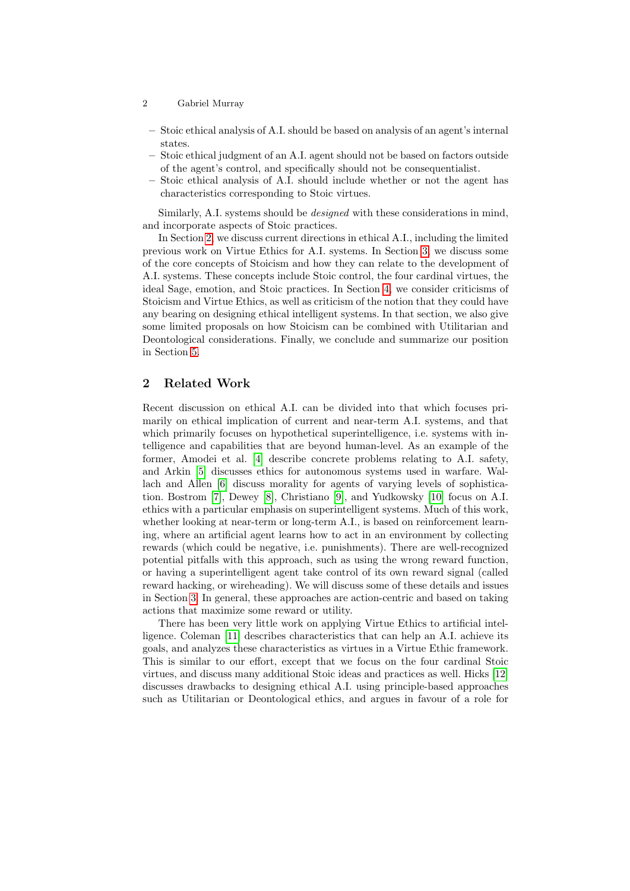- Stoic ethical analysis of A.I. should be based on analysis of an agent's internal states.
- Stoic ethical judgment of an A.I. agent should not be based on factors outside of the agent's control, and specifically should not be consequentialist.
- Stoic ethical analysis of A.I. should include whether or not the agent has characteristics corresponding to Stoic virtues.

Similarly, A.I. systems should be *designed* with these considerations in mind, and incorporate aspects of Stoic practices.

In Section 2, we discuss current directions in ethical A.I., including the limited previous work on Virtue Ethics for A.I. systems. In Section 3, we discuss some of the core concepts of Stoicism and how they can relate to the development of A.I. systems. These concepts include Stoic control, the four cardinal virtues, the ideal Sage, emotion, and Stoic practices. In Section 4, we consider criticisms of Stoicism and Virtue Ethics, as well as criticism of the notion that they could have any bearing on designing ethical intelligent systems. In that section, we also give some limited proposals on how Stoicism can be combined with Utilitarian and Deontological considerations. Finally, we conclude and summarize our position in Section 5.

## 2 Related Work

Recent discussion on ethical A.I. can be divided into that which focuses primarily on ethical implication of current and near-term A.I. systems, and that which primarily focuses on hypothetical superintelligence, i.e. systems with intelligence and capabilities that are beyond human-level. As an example of the former, Amodei et al. [4] describe concrete problems relating to A.I. safety, and Arkin [5] discusses ethics for autonomous systems used in warfare. Wallach and Allen [6] discuss morality for agents of varying levels of sophistication. Bostrom [7], Dewey [8], Christiano [9], and Yudkowsky [10] focus on A.I. ethics with a particular emphasis on superintelligent systems. Much of this work, whether looking at near-term or long-term A.I., is based on reinforcement learning, where an artificial agent learns how to act in an environment by collecting rewards (which could be negative, i.e. punishments). There are well-recognized potential pitfalls with this approach, such as using the wrong reward function, or having a superintelligent agent take control of its own reward signal (called reward hacking, or wireheading). We will discuss some of these details and issues in Section 3. In general, these approaches are action-centric and based on taking actions that maximize some reward or utility.

There has been very little work on applying Virtue Ethics to artificial intelligence. Coleman [11] describes characteristics that can help an A.I. achieve its goals, and analyzes these characteristics as virtues in a Virtue Ethic framework. This is similar to our effort, except that we focus on the four cardinal Stoic virtues, and discuss many additional Stoic ideas and practices as well. Hicks [12] discusses drawbacks to designing ethical A.I. using principle-based approaches such as Utilitarian or Deontological ethics, and argues in favour of a role for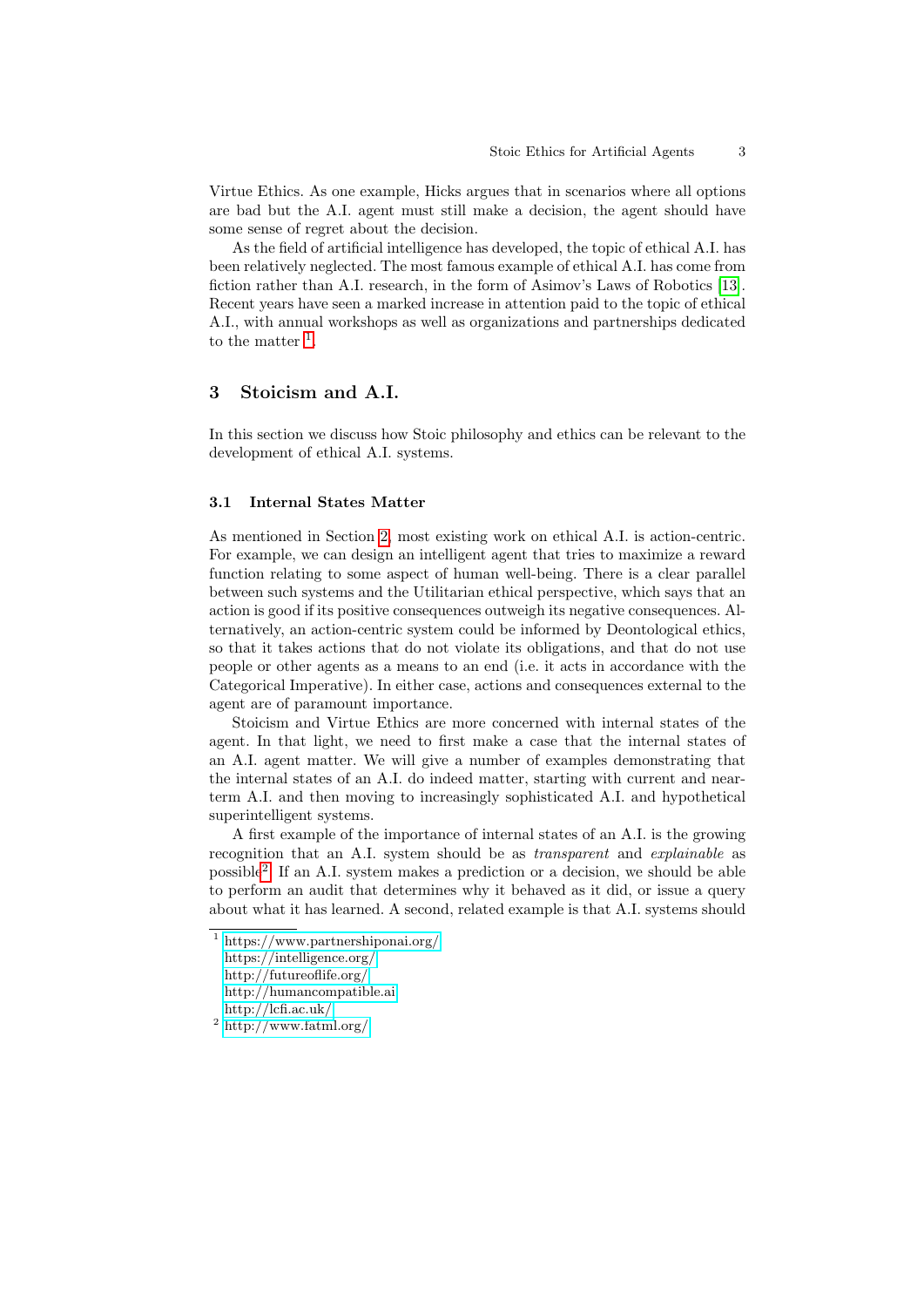Virtue Ethics. As one example, Hicks argues that in scenarios where all options are bad but the A.I. agent must still make a decision, the agent should have some sense of regret about the decision.

As the field of artificial intelligence has developed, the topic of ethical A.I. has been relatively neglected. The most famous example of ethical A.I. has come from fiction rather than A.I. research, in the form of Asimov's Laws of Robotics [13]. Recent years have seen a marked increase in attention paid to the topic of ethical A.I., with annual workshops as well as organizations and partnerships dedicated to the matter [1].

## 3 Stoicism and A.I.

In this section we discuss how Stoic philosophy and ethics can be relevant to the development of ethical A.I. systems.

### 3.1 Internal States Matter

As mentioned in Section 2, most existing work on ethical A.I. is action-centric. For example, we can design an intelligent agent that tries to maximize a reward function relating to some aspect of human well-being. There is a clear parallel between such systems and the Utilitarian ethical perspective, which says that an action is good if its positive consequences outweigh its negative consequences. Alternatively, an action-centric system could be informed by Deontological ethics, so that it takes actions that do not violate its obligations, and that do not use people or other agents as a means to an end (i.e. it acts in accordance with the Categorical Imperative). In either case, actions and consequences external to the agent are of paramount importance.

Stoicism and Virtue Ethics are more concerned with internal states of the agent. In that light, we need to first make a case that the internal states of an A.I. agent matter. We will give a number of examples demonstrating that the internal states of an A.I. do indeed matter, starting with current and near-term A.I. and then moving to increasingly sophisticated A.I. and hypothetical superintelligent systems.

A first example of the importance of internal states of an A.I. is the growing recognition that an A.I. system should be as *transparent* and *explainable* as possible[2]. If an A.I. system makes a prediction or a decision, we should be able to perform an audit that determines why it behaved as it did, or issue a query about what it has learned. A second, related example is that A.I. systems should

---

[1] https://www.partnershiponai.org/
https://intelligence.org/
http://futureoflife.org/
http://humancompatible.ai
http://lcfi.ac.uk/

[2] http://www.fatml.org/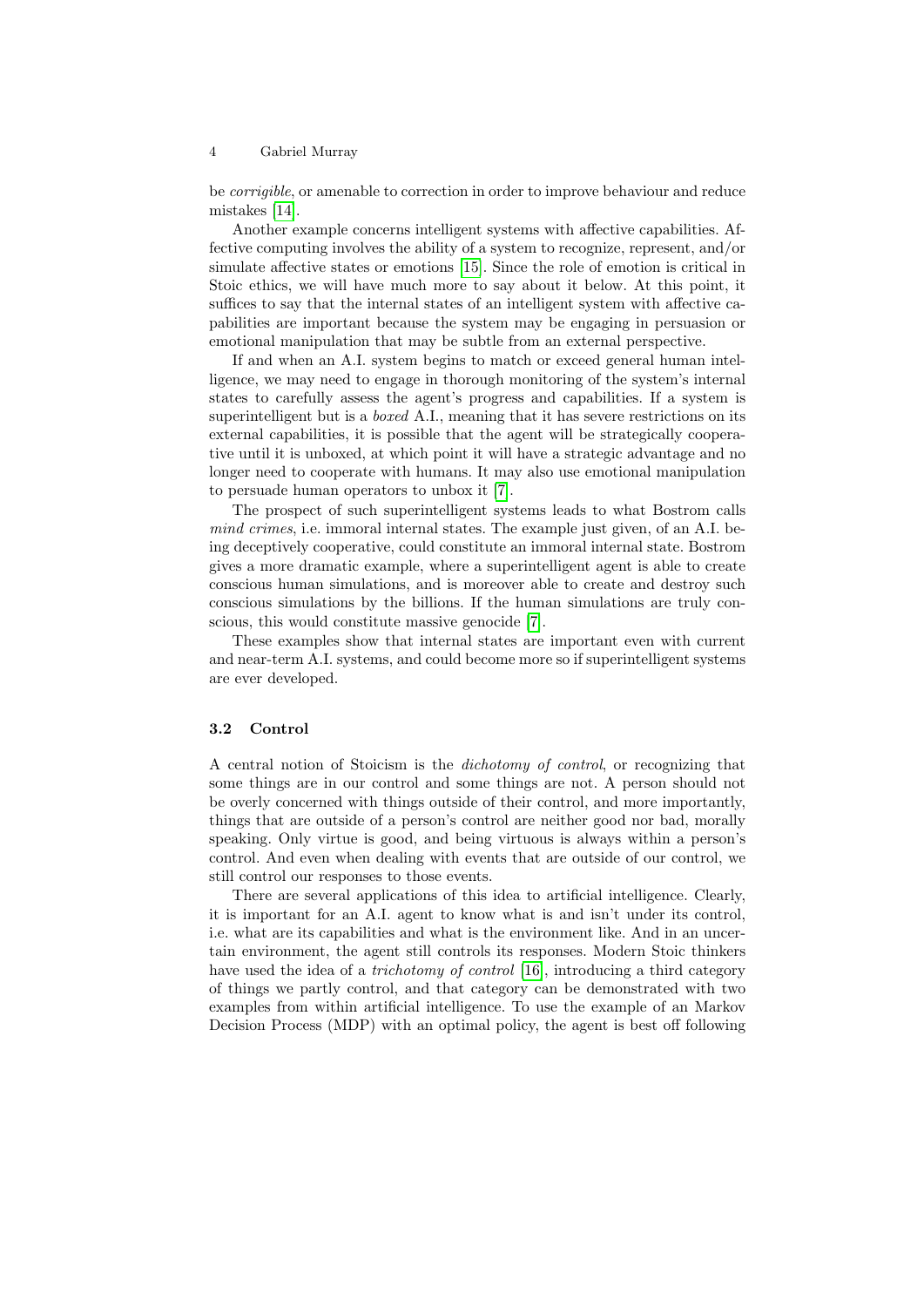be *corrigible*, or amenable to correction in order to improve behaviour and reduce mistakes [14].

Another example concerns intelligent systems with affective capabilities. Affective computing involves the ability of a system to recognize, represent, and/or simulate affective states or emotions [15]. Since the role of emotion is critical in Stoic ethics, we will have much more to say about it below. At this point, it suffices to say that the internal states of an intelligent system with affective capabilities are important because the system may be engaging in persuasion or emotional manipulation that may be subtle from an external perspective.

If and when an A.I. system begins to match or exceed general human intelligence, we may need to engage in thorough monitoring of the system's internal states to carefully assess the agent's progress and capabilities. If a system is superintelligent but is a *boxed* A.I., meaning that it has severe restrictions on its external capabilities, it is possible that the agent will be strategically cooperative until it is unboxed, at which point it will have a strategic advantage and no longer need to cooperate with humans. It may also use emotional manipulation to persuade human operators to unbox it [7].

The prospect of such superintelligent systems leads to what Bostrom calls *mind crimes*, i.e. immoral internal states. The example just given, of an A.I. being deceptively cooperative, could constitute an immoral internal state. Bostrom gives a more dramatic example, where a superintelligent agent is able to create conscious human simulations, and is moreover able to create and destroy such conscious simulations by the billions. If the human simulations are truly conscious, this would constitute massive genocide [7].

These examples show that internal states are important even with current and near-term A.I. systems, and could become more so if superintelligent systems are ever developed.

### 3.2 Control

A central notion of Stoicism is the *dichotomy of control*, or recognizing that some things are in our control and some things are not. A person should not be overly concerned with things outside of their control, and more importantly, things that are outside of a person's control are neither good nor bad, morally speaking. Only virtue is good, and being virtuous is always within a person's control. And even when dealing with events that are outside of our control, we still control our responses to those events.

There are several applications of this idea to artificial intelligence. Clearly, it is important for an A.I. agent to know what is and isn't under its control, i.e. what are its capabilities and what is the environment like. And in an uncertain environment, the agent still controls its responses. Modern Stoic thinkers have used the idea of a *trichotomy of control* [16], introducing a third category of things we partly control, and that category can be demonstrated with two examples from within artificial intelligence. To use the example of an Markov Decision Process (MDP) with an optimal policy, the agent is best off following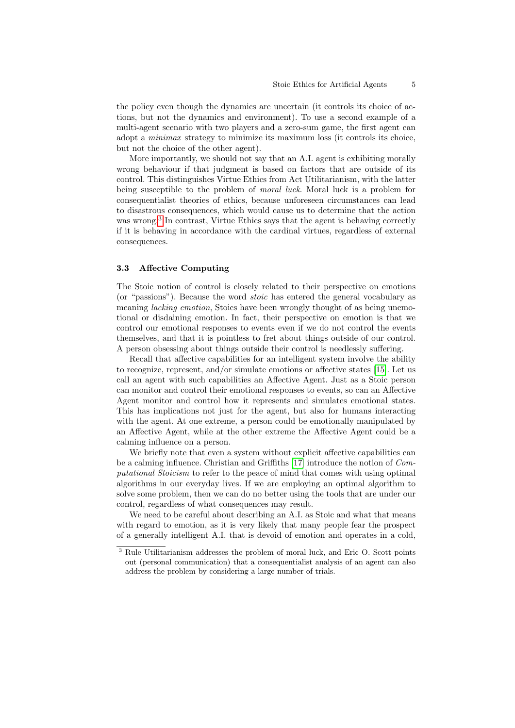the policy even though the dynamics are uncertain (it controls its choice of actions, but not the dynamics and environment). To use a second example of a multi-agent scenario with two players and a zero-sum game, the first agent can adopt a *minimax* strategy to minimize its maximum loss (it controls its choice, but not the choice of the other agent).

More importantly, we should not say that an A.I. agent is exhibiting morally wrong behaviour if that judgment is based on factors that are outside of its control. This distinguishes Virtue Ethics from Act Utilitarianism, with the latter being susceptible to the problem of *moral luck*. Moral luck is a problem for consequentialist theories of ethics, because unforeseen circumstances can lead to disastrous consequences, which would cause us to determine that the action was wrong.[3] In contrast, Virtue Ethics says that the agent is behaving correctly if it is behaving in accordance with the cardinal virtues, regardless of external consequences.

### 3.3 Affective Computing

The Stoic notion of control is closely related to their perspective on emotions (or "passions"). Because the word *stoic* has entered the general vocabulary as meaning *lacking emotion*, Stoics have been wrongly thought of as being unemotional or disdaining emotion. In fact, their perspective on emotion is that we control our emotional responses to events even if we do not control the events themselves, and that it is pointless to fret about things outside of our control. A person obsessing about things outside their control is needlessly suffering.

Recall that affective capabilities for an intelligent system involve the ability to recognize, represent, and/or simulate emotions or affective states [15]. Let us call an agent with such capabilities an Affective Agent. Just as a Stoic person can monitor and control their emotional responses to events, so can an Affective Agent monitor and control how it represents and simulates emotional states. This has implications not just for the agent, but also for humans interacting with the agent. At one extreme, a person could be emotionally manipulated by an Affective Agent, while at the other extreme the Affective Agent could be a calming influence on a person.

We briefly note that even a system without explicit affective capabilities can be a calming influence. Christian and Griffiths [17] introduce the notion of *Computational Stoicism* to refer to the peace of mind that comes with using optimal algorithms in our everyday lives. If we are employing an optimal algorithm to solve some problem, then we can do no better using the tools that are under our control, regardless of what consequences may result.

We need to be careful about describing an A.I. as Stoic and what that means with regard to emotion, as it is very likely that many people fear the prospect of a generally intelligent A.I. that is devoid of emotion and operates in a cold,

[3] Rule Utilitarianism addresses the problem of moral luck, and Eric O. Scott points out (personal communication) that a consequentialist analysis of an agent can also address the problem by considering a large number of trials.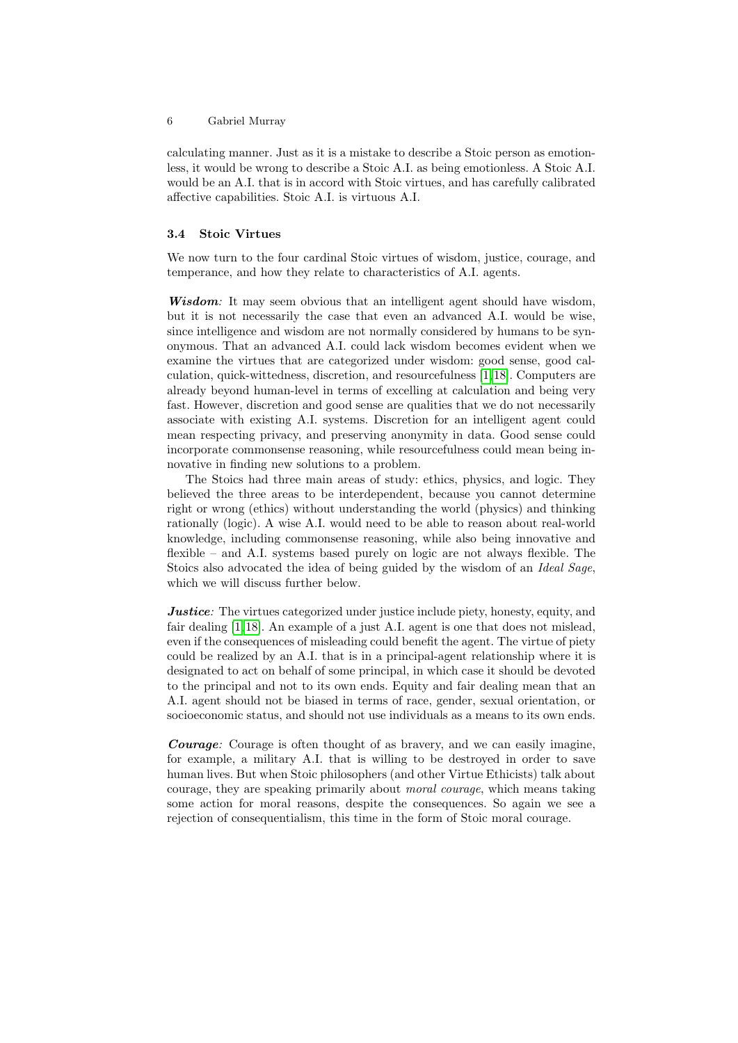calculating manner. Just as it is a mistake to describe a Stoic person as emotionless, it would be wrong to describe a Stoic A.I. as being emotionless. A Stoic A.I. would be an A.I. that is in accord with Stoic virtues, and has carefully calibrated affective capabilities. Stoic A.I. is virtuous A.I.

### 3.4 Stoic Virtues

We now turn to the four cardinal Stoic virtues of wisdom, justice, courage, and temperance, and how they relate to characteristics of A.I. agents.

***Wisdom:*** It may seem obvious that an intelligent agent should have wisdom, but it is not necessarily the case that even an advanced A.I. would be wise, since intelligence and wisdom are not normally considered by humans to be synonymous. That an advanced A.I. could lack wisdom becomes evident when we examine the virtues that are categorized under wisdom: good sense, good calculation, quick-wittedness, discretion, and resourcefulness [1,18]. Computers are already beyond human-level in terms of excelling at calculation and being very fast. However, discretion and good sense are qualities that we do not necessarily associate with existing A.I. systems. Discretion for an intelligent agent could mean respecting privacy, and preserving anonymity in data. Good sense could incorporate commonsense reasoning, while resourcefulness could mean being innovative in finding new solutions to a problem.

The Stoics had three main areas of study: ethics, physics, and logic. They believed the three areas to be interdependent, because you cannot determine right or wrong (ethics) without understanding the world (physics) and thinking rationally (logic). A wise A.I. would need to be able to reason about real-world knowledge, including commonsense reasoning, while also being innovative and flexible – and A.I. systems based purely on logic are not always flexible. The Stoics also advocated the idea of being guided by the wisdom of an *Ideal Sage*, which we will discuss further below.

***Justice:*** The virtues categorized under justice include piety, honesty, equity, and fair dealing [1,18]. An example of a just A.I. agent is one that does not mislead, even if the consequences of misleading could benefit the agent. The virtue of piety could be realized by an A.I. that is in a principal-agent relationship where it is designated to act on behalf of some principal, in which case it should be devoted to the principal and not to its own ends. Equity and fair dealing mean that an A.I. agent should not be biased in terms of race, gender, sexual orientation, or socioeconomic status, and should not use individuals as a means to its own ends.

***Courage:*** Courage is often thought of as bravery, and we can easily imagine, for example, a military A.I. that is willing to be destroyed in order to save human lives. But when Stoic philosophers (and other Virtue Ethicists) talk about courage, they are speaking primarily about *moral courage*, which means taking some action for moral reasons, despite the consequences. So again we see a rejection of consequentialism, this time in the form of Stoic moral courage.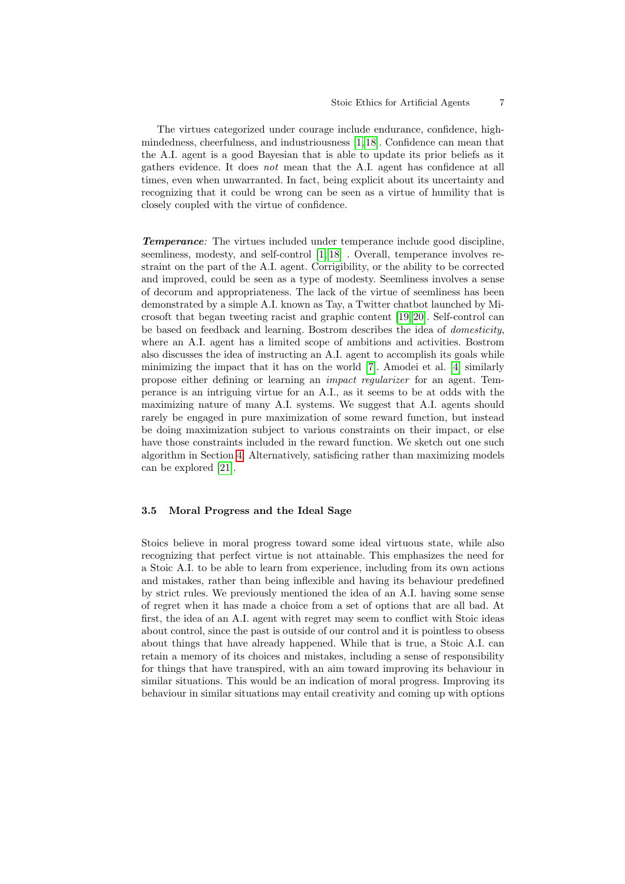The virtues categorized under courage include endurance, confidence, high-mindedness, cheerfulness, and industriousness [1,18]. Confidence can mean that the A.I. agent is a good Bayesian that is able to update its prior beliefs as it gathers evidence. It does *not* mean that the A.I. agent has confidence at all times, even when unwarranted. In fact, being explicit about its uncertainty and recognizing that it could be wrong can be seen as a virtue of humility that is closely coupled with the virtue of confidence.

***Temperance:*** The virtues included under temperance include good discipline, seemliness, modesty, and self-control [1,18] . Overall, temperance involves restraint on the part of the A.I. agent. Corrigibility, or the ability to be corrected and improved, could be seen as a type of modesty. Seemliness involves a sense of decorum and appropriateness. The lack of the virtue of seemliness has been demonstrated by a simple A.I. known as Tay, a Twitter chatbot launched by Microsoft that began tweeting racist and graphic content [19,20]. Self-control can be based on feedback and learning. Bostrom describes the idea of *domesticity*, where an A.I. agent has a limited scope of ambitions and activities. Bostrom also discusses the idea of instructing an A.I. agent to accomplish its goals while minimizing the impact that it has on the world [7]. Amodei et al. [4] similarly propose either defining or learning an *impact regularizer* for an agent. Temperance is an intriguing virtue for an A.I., as it seems to be at odds with the maximizing nature of many A.I. systems. We suggest that A.I. agents should rarely be engaged in pure maximization of some reward function, but instead be doing maximization subject to various constraints on their impact, or else have those constraints included in the reward function. We sketch out one such algorithm in Section 4. Alternatively, satisficing rather than maximizing models can be explored [21].

### 3.5 Moral Progress and the Ideal Sage

Stoics believe in moral progress toward some ideal virtuous state, while also recognizing that perfect virtue is not attainable. This emphasizes the need for a Stoic A.I. to be able to learn from experience, including from its own actions and mistakes, rather than being inflexible and having its behaviour predefined by strict rules. We previously mentioned the idea of an A.I. having some sense of regret when it has made a choice from a set of options that are all bad. At first, the idea of an A.I. agent with regret may seem to conflict with Stoic ideas about control, since the past is outside of our control and it is pointless to obsess about things that have already happened. While that is true, a Stoic A.I. can retain a memory of its choices and mistakes, including a sense of responsibility for things that have transpired, with an aim toward improving its behaviour in similar situations. This would be an indication of moral progress. Improving its behaviour in similar situations may entail creativity and coming up with options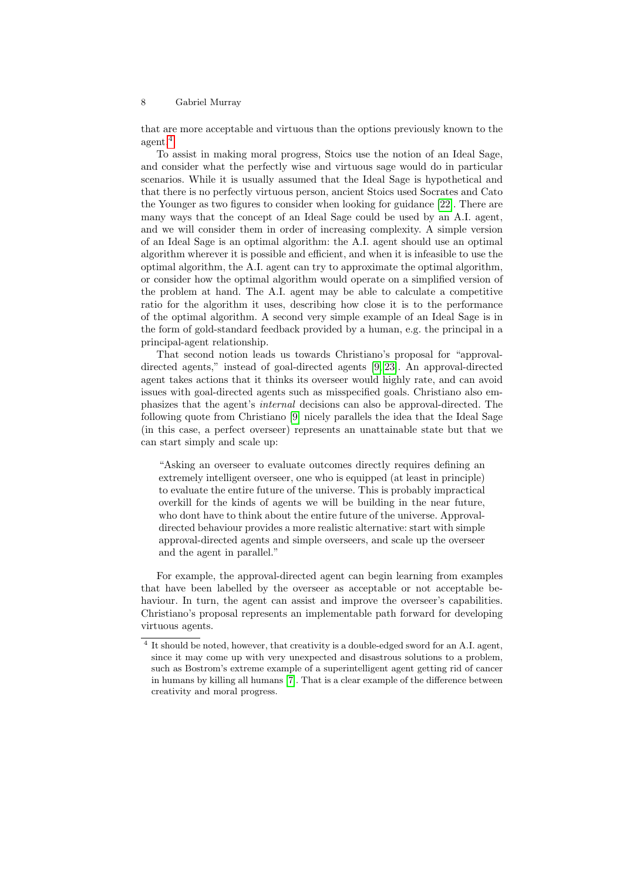that are more acceptable and virtuous than the options previously known to the agent.[4]

To assist in making moral progress, Stoics use the notion of an Ideal Sage, and consider what the perfectly wise and virtuous sage would do in particular scenarios. While it is usually assumed that the Ideal Sage is hypothetical and that there is no perfectly virtuous person, ancient Stoics used Socrates and Cato the Younger as two figures to consider when looking for guidance [22]. There are many ways that the concept of an Ideal Sage could be used by an A.I. agent, and we will consider them in order of increasing complexity. A simple version of an Ideal Sage is an optimal algorithm: the A.I. agent should use an optimal algorithm wherever it is possible and efficient, and when it is infeasible to use the optimal algorithm, the A.I. agent can try to approximate the optimal algorithm, or consider how the optimal algorithm would operate on a simplified version of the problem at hand. The A.I. agent may be able to calculate a competitive ratio for the algorithm it uses, describing how close it is to the performance of the optimal algorithm. A second very simple example of an Ideal Sage is in the form of gold-standard feedback provided by a human, e.g. the principal in a principal-agent relationship.

That second notion leads us towards Christiano's proposal for "approval-directed agents," instead of goal-directed agents [9,23]. An approval-directed agent takes actions that it thinks its overseer would highly rate, and can avoid issues with goal-directed agents such as misspecified goals. Christiano also emphasizes that the agent's *internal* decisions can also be approval-directed. The following quote from Christiano [9] nicely parallels the idea that the Ideal Sage (in this case, a perfect overseer) represents an unattainable state but that we can start simply and scale up:

> "Asking an overseer to evaluate outcomes directly requires defining an extremely intelligent overseer, one who is equipped (at least in principle) to evaluate the entire future of the universe. This is probably impractical overkill for the kinds of agents we will be building in the near future, who dont have to think about the entire future of the universe. Approval-directed behaviour provides a more realistic alternative: start with simple approval-directed agents and simple overseers, and scale up the overseer and the agent in parallel."

For example, the approval-directed agent can begin learning from examples that have been labelled by the overseer as acceptable or not acceptable behaviour. In turn, the agent can assist and improve the overseer's capabilities. Christiano's proposal represents an implementable path forward for developing virtuous agents.

[4] It should be noted, however, that creativity is a double-edged sword for an A.I. agent, since it may come up with very unexpected and disastrous solutions to a problem, such as Bostrom's extreme example of a superintelligent agent getting rid of cancer in humans by killing all humans [7]. That is a clear example of the difference between creativity and moral progress.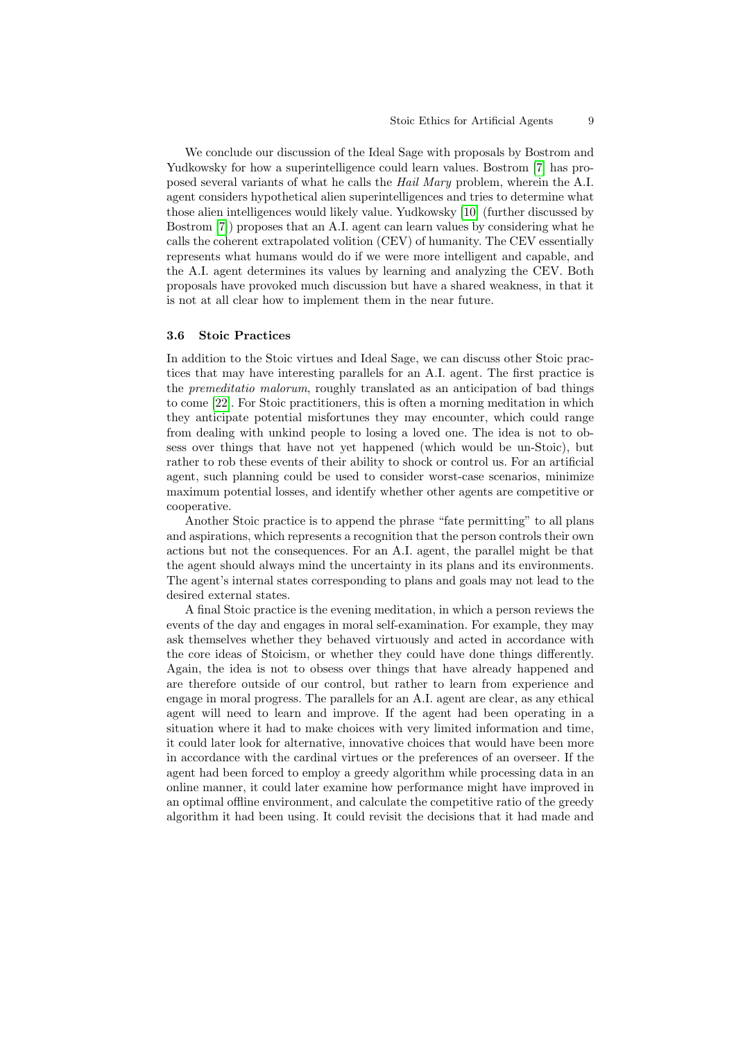We conclude our discussion of the Ideal Sage with proposals by Bostrom and Yudkowsky for how a superintelligence could learn values. Bostrom [7] has proposed several variants of what he calls the *Hail Mary* problem, wherein the A.I. agent considers hypothetical alien superintelligences and tries to determine what those alien intelligences would likely value. Yudkowsky [10] (further discussed by Bostrom [7]) proposes that an A.I. agent can learn values by considering what he calls the coherent extrapolated volition (CEV) of humanity. The CEV essentially represents what humans would do if we were more intelligent and capable, and the A.I. agent determines its values by learning and analyzing the CEV. Both proposals have provoked much discussion but have a shared weakness, in that it is not at all clear how to implement them in the near future.

### 3.6 Stoic Practices

In addition to the Stoic virtues and Ideal Sage, we can discuss other Stoic practices that may have interesting parallels for an A.I. agent. The first practice is the *premeditatio malorum*, roughly translated as an anticipation of bad things to come [22]. For Stoic practitioners, this is often a morning meditation in which they anticipate potential misfortunes they may encounter, which could range from dealing with unkind people to losing a loved one. The idea is not to obsess over things that have not yet happened (which would be un-Stoic), but rather to rob these events of their ability to shock or control us. For an artificial agent, such planning could be used to consider worst-case scenarios, minimize maximum potential losses, and identify whether other agents are competitive or cooperative.

Another Stoic practice is to append the phrase "fate permitting" to all plans and aspirations, which represents a recognition that the person controls their own actions but not the consequences. For an A.I. agent, the parallel might be that the agent should always mind the uncertainty in its plans and its environments. The agent's internal states corresponding to plans and goals may not lead to the desired external states.

A final Stoic practice is the evening meditation, in which a person reviews the events of the day and engages in moral self-examination. For example, they may ask themselves whether they behaved virtuously and acted in accordance with the core ideas of Stoicism, or whether they could have done things differently. Again, the idea is not to obsess over things that have already happened and are therefore outside of our control, but rather to learn from experience and engage in moral progress. The parallels for an A.I. agent are clear, as any ethical agent will need to learn and improve. If the agent had been operating in a situation where it had to make choices with very limited information and time, it could later look for alternative, innovative choices that would have been more in accordance with the cardinal virtues or the preferences of an overseer. If the agent had been forced to employ a greedy algorithm while processing data in an online manner, it could later examine how performance might have improved in an optimal offline environment, and calculate the competitive ratio of the greedy algorithm it had been using. It could revisit the decisions that it had made and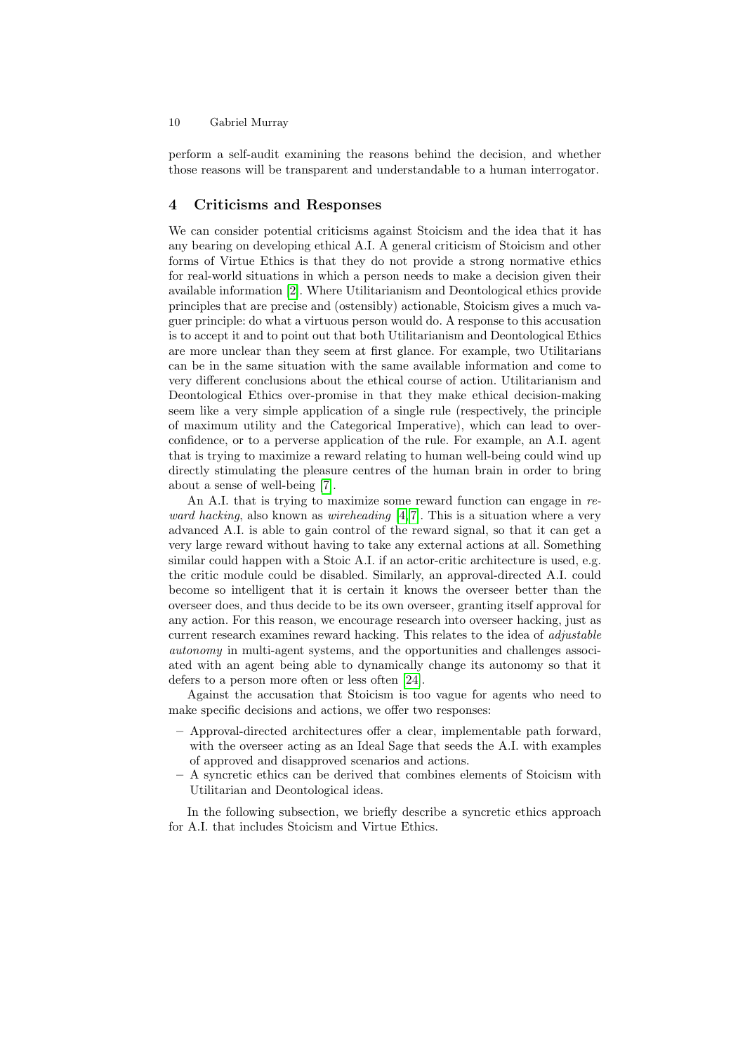perform a self-audit examining the reasons behind the decision, and whether those reasons will be transparent and understandable to a human interrogator.

## 4 Criticisms and Responses

We can consider potential criticisms against Stoicism and the idea that it has any bearing on developing ethical A.I. A general criticism of Stoicism and other forms of Virtue Ethics is that they do not provide a strong normative ethics for real-world situations in which a person needs to make a decision given their available information [2]. Where Utilitarianism and Deontological ethics provide principles that are precise and (ostensibly) actionable, Stoicism gives a much vaguer principle: do what a virtuous person would do. A response to this accusation is to accept it and to point out that both Utilitarianism and Deontological Ethics are more unclear than they seem at first glance. For example, two Utilitarians can be in the same situation with the same available information and come to very different conclusions about the ethical course of action. Utilitarianism and Deontological Ethics over-promise in that they make ethical decision-making seem like a very simple application of a single rule (respectively, the principle of maximum utility and the Categorical Imperative), which can lead to overconfidence, or to a perverse application of the rule. For example, an A.I. agent that is trying to maximize a reward relating to human well-being could wind up directly stimulating the pleasure centres of the human brain in order to bring about a sense of well-being [7].

An A.I. that is trying to maximize some reward function can engage in *reward hacking*, also known as *wireheading* [4,7]. This is a situation where a very advanced A.I. is able to gain control of the reward signal, so that it can get a very large reward without having to take any external actions at all. Something similar could happen with a Stoic A.I. if an actor-critic architecture is used, e.g. the critic module could be disabled. Similarly, an approval-directed A.I. could become so intelligent that it is certain it knows the overseer better than the overseer does, and thus decide to be its own overseer, granting itself approval for any action. For this reason, we encourage research into overseer hacking, just as current research examines reward hacking. This relates to the idea of *adjustable autonomy* in multi-agent systems, and the opportunities and challenges associated with an agent being able to dynamically change its autonomy so that it defers to a person more often or less often [24].

Against the accusation that Stoicism is too vague for agents who need to make specific decisions and actions, we offer two responses:

- Approval-directed architectures offer a clear, implementable path forward, with the overseer acting as an Ideal Sage that seeds the A.I. with examples of approved and disapproved scenarios and actions.
- A syncretic ethics can be derived that combines elements of Stoicism with Utilitarian and Deontological ideas.

In the following subsection, we briefly describe a syncretic ethics approach for A.I. that includes Stoicism and Virtue Ethics.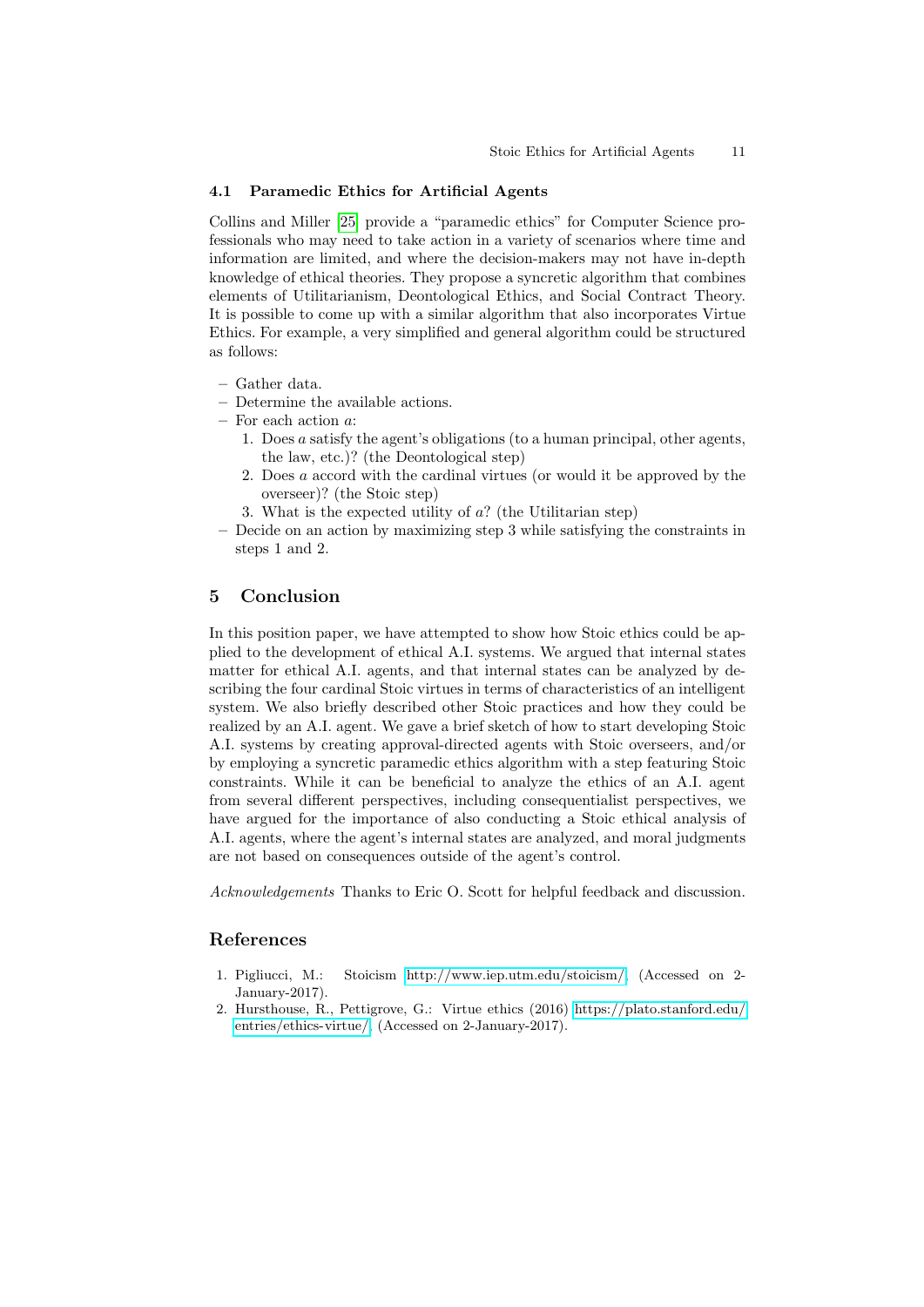### 4.1 Paramedic Ethics for Artificial Agents

Collins and Miller [25] provide a "paramedic ethics" for Computer Science professionals who may need to take action in a variety of scenarios where time and information are limited, and where the decision-makers may not have in-depth knowledge of ethical theories. They propose a syncretic algorithm that combines elements of Utilitarianism, Deontological Ethics, and Social Contract Theory. It is possible to come up with a similar algorithm that also incorporates Virtue Ethics. For example, a very simplified and general algorithm could be structured as follows:

- Gather data.
- Determine the available actions.
- For each action $a$:
  1. Does $a$ satisfy the agent's obligations (to a human principal, other agents, the law, etc.)? (the Deontological step)
  2. Does $a$ accord with the cardinal virtues (or would it be approved by the overseer)? (the Stoic step)
  3. What is the expected utility of $a$? (the Utilitarian step)
- Decide on an action by maximizing step 3 while satisfying the constraints in steps 1 and 2.

## 5 Conclusion

In this position paper, we have attempted to show how Stoic ethics could be applied to the development of ethical A.I. systems. We argued that internal states matter for ethical A.I. agents, and that internal states can be analyzed by describing the four cardinal Stoic virtues in terms of characteristics of an intelligent system. We also briefly described other Stoic practices and how they could be realized by an A.I. agent. We gave a brief sketch of how to start developing Stoic A.I. systems by creating approval-directed agents with Stoic overseers, and/or by employing a syncretic paramedic ethics algorithm with a step featuring Stoic constraints. While it can be beneficial to analyze the ethics of an A.I. agent from several different perspectives, including consequentialist perspectives, we have argued for the importance of also conducting a Stoic ethical analysis of A.I. agents, where the agent's internal states are analyzed, and moral judgments are not based on consequences outside of the agent's control.

*Acknowledgements* Thanks to Eric O. Scott for helpful feedback and discussion.

## References

1. Pigliucci, M.: Stoicism http://www.iep.utm.edu/stoicism/, (Accessed on 2-January-2017).
2. Hursthouse, R., Pettigrove, G.: Virtue ethics (2016) https://plato.stanford.edu/entries/ethics-virtue/, (Accessed on 2-January-2017).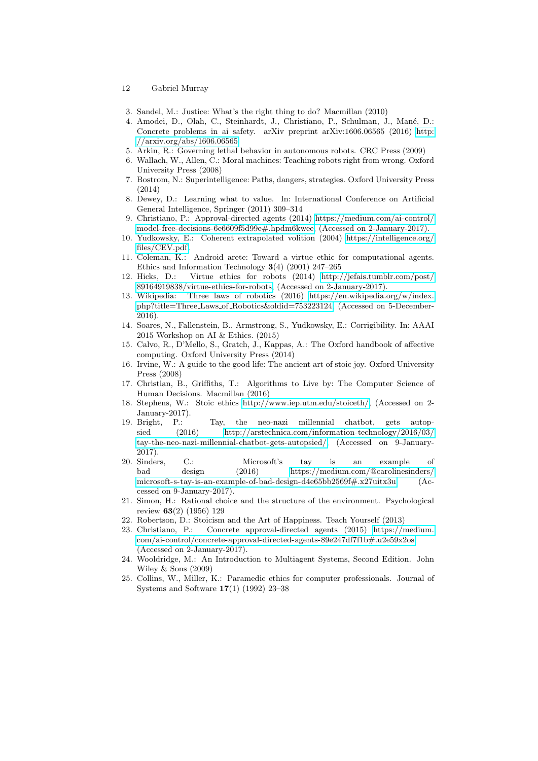3. Sandel, M.: Justice: What's the right thing to do? Macmillan (2010)
4. Amodei, D., Olah, C., Steinhardt, J., Christiano, P., Schulman, J., Mané, D.: Concrete problems in ai safety. arXiv preprint arXiv:1606.06565 (2016) http://arxiv.org/abs/1606.06565
5. Arkin, R.: Governing lethal behavior in autonomous robots. CRC Press (2009)
6. Wallach, W., Allen, C.: Moral machines: Teaching robots right from wrong. Oxford University Press (2008)
7. Bostrom, N.: Superintelligence: Paths, dangers, strategies. Oxford University Press (2014)
8. Dewey, D.: Learning what to value. In: International Conference on Artificial General Intelligence, Springer (2011) 309–314
9. Christiano, P.: Approval-directed agents (2014) https://medium.com/ai-control/model-free-decisions-6e6609f5d99e#.hpdm6kwee, (Accessed on 2-January-2017).
10. Yudkowsky, E.: Coherent extrapolated volition (2004) https://intelligence.org/files/CEV.pdf
11. Coleman, K.: Android arete: Toward a virtue ethic for computational agents. Ethics and Information Technology **3**(4) (2001) 247–265
12. Hicks, D.: Virtue ethics for robots (2014) http://jefais.tumblr.com/post/89164919838/virtue-ethics-for-robots, (Accessed on 2-January-2017).
13. Wikipedia: Three laws of robotics (2016) https://en.wikipedia.org/w/index.php?title=Three_Laws_of_Robotics&oldid=753223124, (Accessed on 5-December-2016).
14. Soares, N., Fallenstein, B., Armstrong, S., Yudkowsky, E.: Corrigibility. In: AAAI 2015 Workshop on AI & Ethics. (2015)
15. Calvo, R., D'Mello, S., Gratch, J., Kappas, A.: The Oxford handbook of affective computing. Oxford University Press (2014)
16. Irvine, W.: A guide to the good life: The ancient art of stoic joy. Oxford University Press (2008)
17. Christian, B., Griffiths, T.: Algorithms to Live by: The Computer Science of Human Decisions. Macmillan (2016)
18. Stephens, W.: Stoic ethics http://www.iep.utm.edu/stoiceth/, (Accessed on 2-January-2017).
19. Bright, P.: Tay, the neo-nazi millennial chatbot, gets autopsied (2016) http://arstechnica.com/information-technology/2016/03/tay-the-neo-nazi-millennial-chatbot-gets-autopsied/, (Accessed on 9-January-2017).
20. Sinders, C.: Microsoft's tay is an example of bad design (2016) https://medium.com/@carolinesinders/microsoft-s-tay-is-an-example-of-bad-design-d4e65bb2569f#.x27uitx3u, (Accessed on 9-January-2017).
21. Simon, H.: Rational choice and the structure of the environment. Psychological review **63**(2) (1956) 129
22. Robertson, D.: Stoicism and the Art of Happiness. Teach Yourself (2013)
23. Christiano, P.: Concrete approval-directed agents (2015) https://medium.com/ai-control/concrete-approval-directed-agents-89e247df7f1b#.u2e59x2os (Accessed on 2-January-2017).
24. Wooldridge, M.: An Introduction to Multiagent Systems, Second Edition. John Wiley & Sons (2009)
25. Collins, W., Miller, K.: Paramedic ethics for computer professionals. Journal of Systems and Software **17**(1) (1992) 23–38